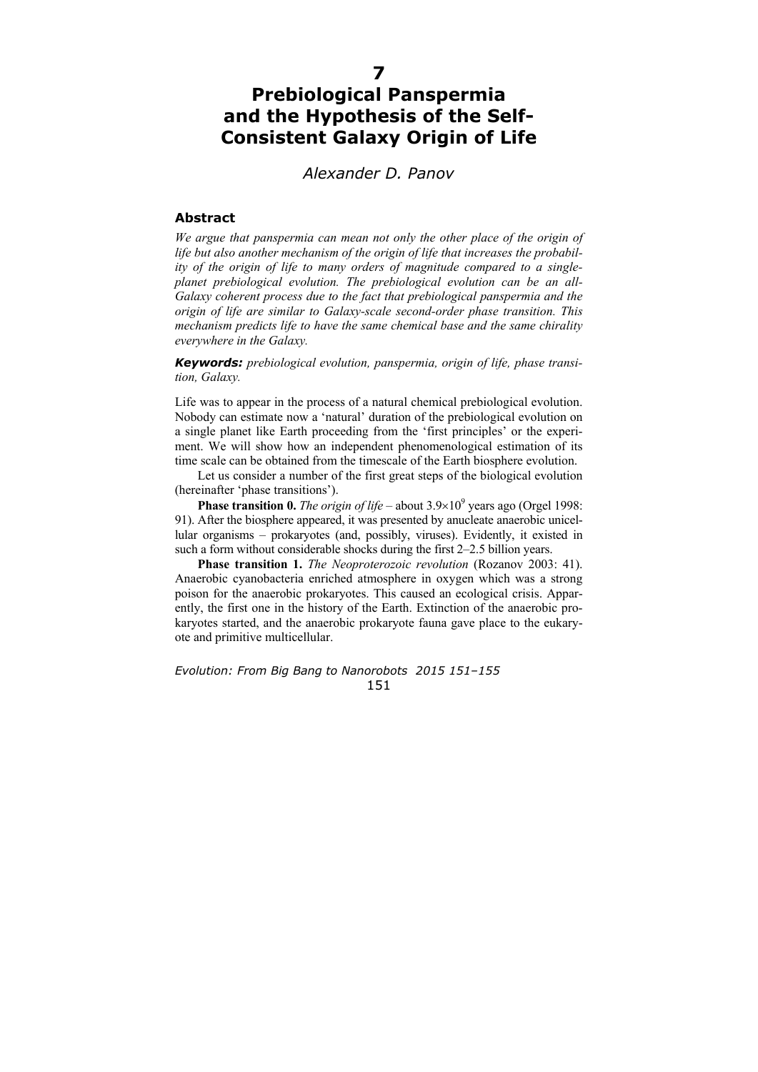# 7

# Prebiological Panspermia and the Hypothesis of the Self-Consistent Galaxy Origin of Life

*Alexander D. Panov*

## Abstract

*We argue that panspermia can mean not only the other place of the origin of life but also another mechanism of the origin of life that increases the probability of the origin of life to many orders of magnitude compared to a single-planet prebiological evolution. The prebiological evolution can be an all-Galaxy coherent process due to the fact that prebiological panspermia and the origin of life are similar to Galaxy-scale second-order phase transition. This mechanism predicts life to have the same chemical base and the same chirality everywhere in the Galaxy.*

***Keywords:*** *prebiological evolution, panspermia, origin of life, phase transition, Galaxy.*

Life was to appear in the process of a natural chemical prebiological evolution. Nobody can estimate now a 'natural' duration of the prebiological evolution on a single planet like Earth proceeding from the 'first principles' or the experiment. We will show how an independent phenomenological estimation of its time scale can be obtained from the timescale of the Earth biosphere evolution.

Let us consider a number of the first great steps of the biological evolution (hereinafter 'phase transitions').

**Phase transition 0.** *The origin of life* – about $3.9\times10^9$ years ago (Orgel 1998: 91). After the biosphere appeared, it was presented by anucleate anaerobic unicellular organisms – prokaryotes (and, possibly, viruses). Evidently, it existed in such a form without considerable shocks during the first 2–2.5 billion years.

**Phase transition 1.** *The Neoproterozoic revolution* (Rozanov 2003: 41). Anaerobic cyanobacteria enriched atmosphere in oxygen which was a strong poison for the anaerobic prokaryotes. This caused an ecological crisis. Apparently, the first one in the history of the Earth. Extinction of the anaerobic prokaryotes started, and the anaerobic prokaryote fauna gave place to the eukaryote and primitive multicellular.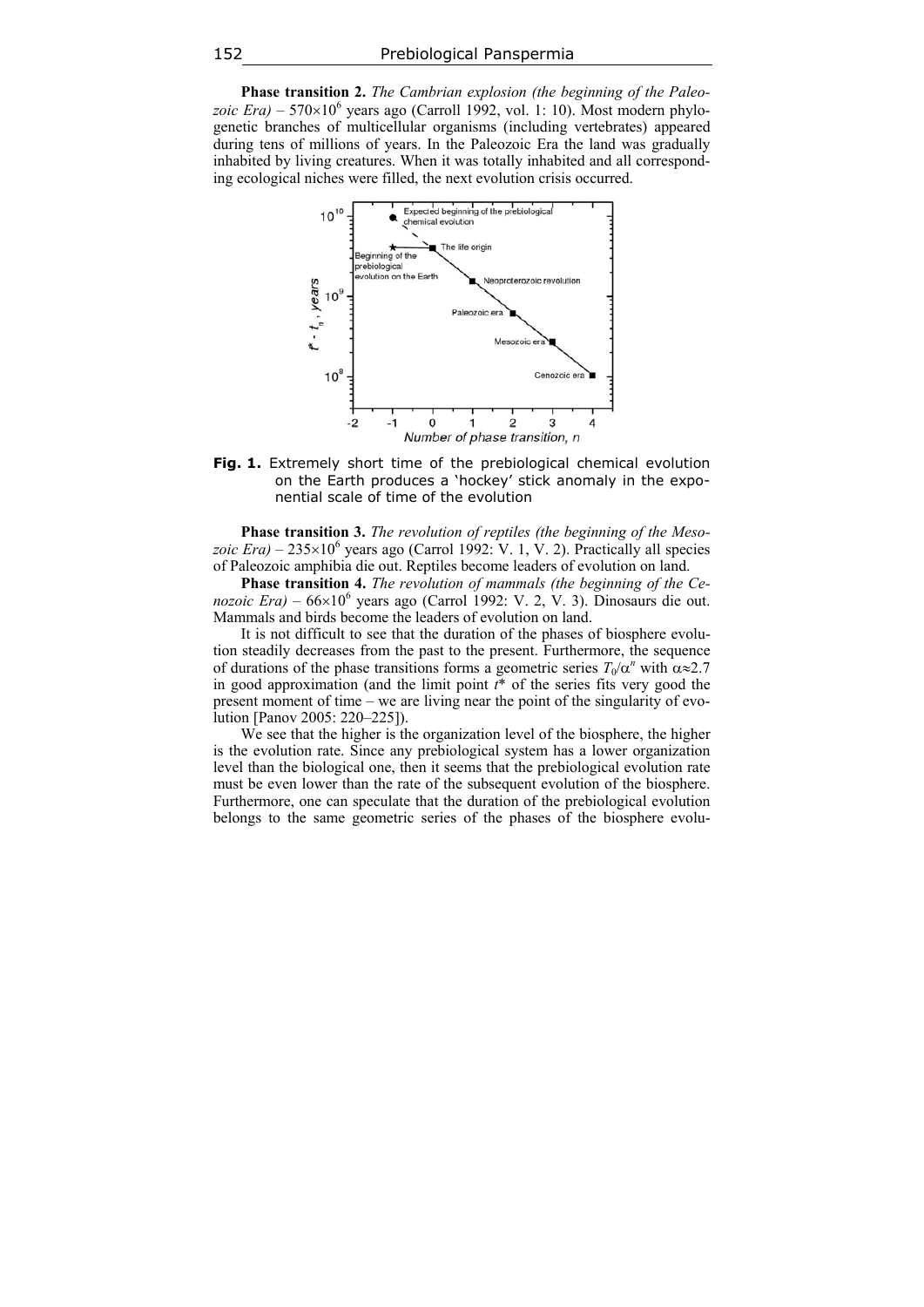**Phase transition 2.** *The Cambrian explosion (the beginning of the Paleozoic Era)* – $570\times10^6$ years ago (Carroll 1992, vol. 1: 10). Most modern phylogenetic branches of multicellular organisms (including vertebrates) appeared during tens of millions of years. In the Paleozoic Era the land was gradually inhabited by living creatures. When it was totally inhabited and all corresponding ecological niches were filled, the next evolution crisis occurred.

**Fig. 1.** Extremely short time of the prebiological chemical evolution on the Earth produces a 'hockey' stick anomaly in the exponential scale of time of the evolution

**Phase transition 3.** *The revolution of reptiles (the beginning of the Mesozoic Era)* – $235\times10^6$ years ago (Carrol 1992: V. 1, V. 2). Practically all species of Paleozoic amphibia die out. Reptiles become leaders of evolution on land.

**Phase transition 4.** *The revolution of mammals (the beginning of the Cenozoic Era)* – $66\times10^6$ years ago (Carrol 1992: V. 2, V. 3). Dinosaurs die out. Mammals and birds become the leaders of evolution on land.

It is not difficult to see that the duration of the phases of biosphere evolution steadily decreases from the past to the present. Furthermore, the sequence of durations of the phase transitions forms a geometric series $T_0/\alpha^n$ with $\alpha\approx2.7$ in good approximation (and the limit point $t^*$ of the series fits very good the present moment of time – we are living near the point of the singularity of evolution [Panov 2005: 220–225]).

We see that the higher is the organization level of the biosphere, the higher is the evolution rate. Since any prebiological system has a lower organization level than the biological one, then it seems that the prebiological evolution rate must be even lower than the rate of the subsequent evolution of the biosphere. Furthermore, one can speculate that the duration of the prebiological evolution belongs to the same geometric series of the phases of the biosphere evolu-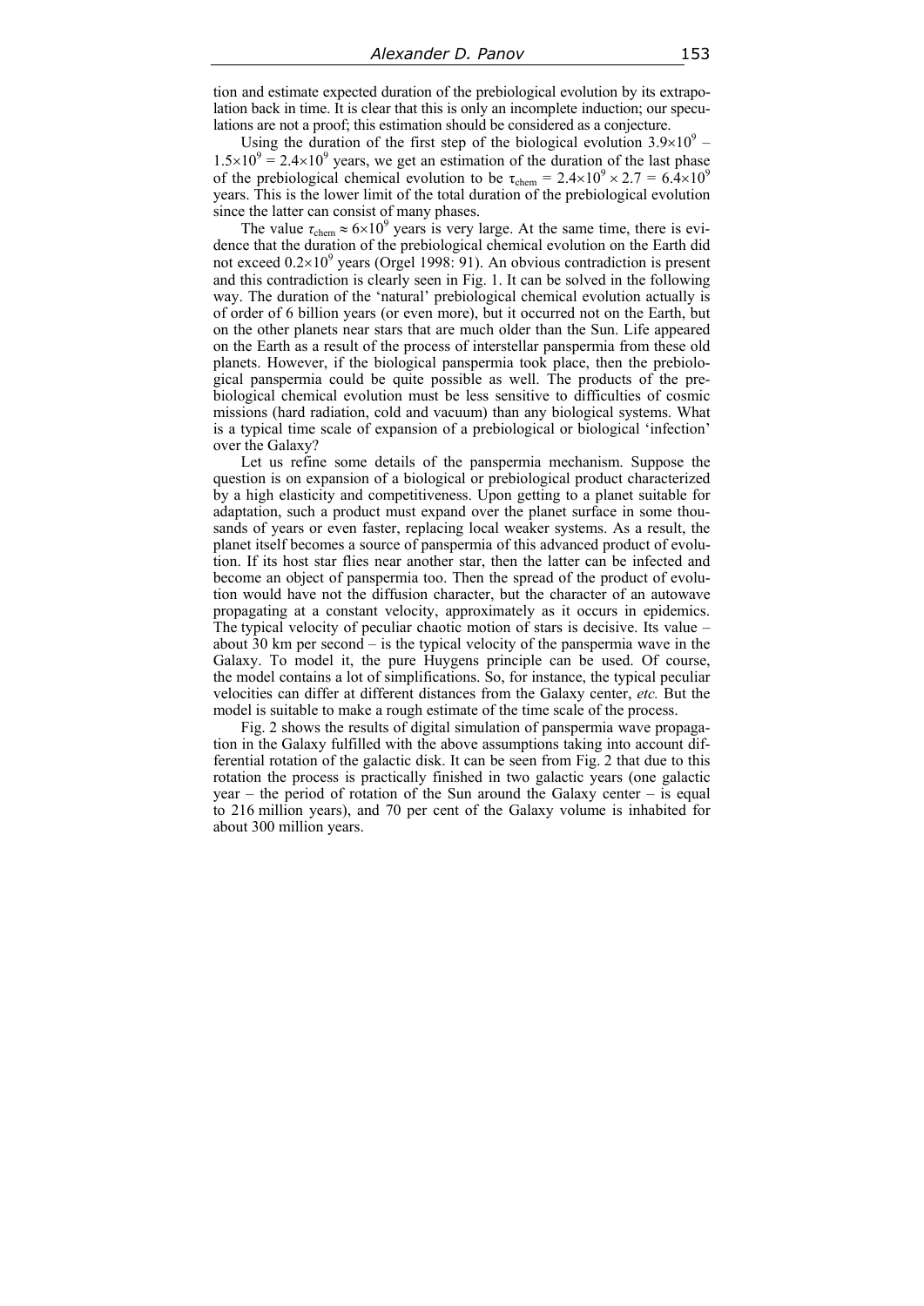tion and estimate expected duration of the prebiological evolution by its extrapolation back in time. It is clear that this is only an incomplete induction; our speculations are not a proof; this estimation should be considered as a conjecture.

Using the duration of the first step of the biological evolution $3.9\times10^9 - 1.5\times10^9 = 2.4\times10^9$ years, we get an estimation of the duration of the last phase of the prebiological chemical evolution to be $\tau_{chem} = 2.4\times10^9 \times 2.7 = 6.4\times10^9$ years. This is the lower limit of the total duration of the prebiological evolution since the latter can consist of many phases.

The value $\tau_{chem} \approx 6\times10^9$ years is very large. At the same time, there is evidence that the duration of the prebiological chemical evolution on the Earth did not exceed $0.2\times10^9$ years (Orgel 1998: 91). An obvious contradiction is present and this contradiction is clearly seen in Fig. 1. It can be solved in the following way. The duration of the 'natural' prebiological chemical evolution actually is of order of 6 billion years (or even more), but it occurred not on the Earth, but on the other planets near stars that are much older than the Sun. Life appeared on the Earth as a result of the process of interstellar panspermia from these old planets. However, if the biological panspermia took place, then the prebiological panspermia could be quite possible as well. The products of the prebiological chemical evolution must be less sensitive to difficulties of cosmic missions (hard radiation, cold and vacuum) than any biological systems. What is a typical time scale of expansion of a prebiological or biological 'infection' over the Galaxy?

Let us refine some details of the panspermia mechanism. Suppose the question is on expansion of a biological or prebiological product characterized by a high elasticity and competitiveness. Upon getting to a planet suitable for adaptation, such a product must expand over the planet surface in some thousands of years or even faster, replacing local weaker systems. As a result, the planet itself becomes a source of panspermia of this advanced product of evolution. If its host star flies near another star, then the latter can be infected and become an object of panspermia too. Then the spread of the product of evolution would have not the diffusion character, but the character of an autowave propagating at a constant velocity, approximately as it occurs in epidemics. The typical velocity of peculiar chaotic motion of stars is decisive. Its value – about 30 km per second – is the typical velocity of the panspermia wave in the Galaxy. To model it, the pure Huygens principle can be used. Of course, the model contains a lot of simplifications. So, for instance, the typical peculiar velocities can differ at different distances from the Galaxy center, *etc.* But the model is suitable to make a rough estimate of the time scale of the process.

Fig. 2 shows the results of digital simulation of panspermia wave propagation in the Galaxy fulfilled with the above assumptions taking into account differential rotation of the galactic disk. It can be seen from Fig. 2 that due to this rotation the process is practically finished in two galactic years (one galactic year – the period of rotation of the Sun around the Galaxy center – is equal to 216 million years), and 70 per cent of the Galaxy volume is inhabited for about 300 million years.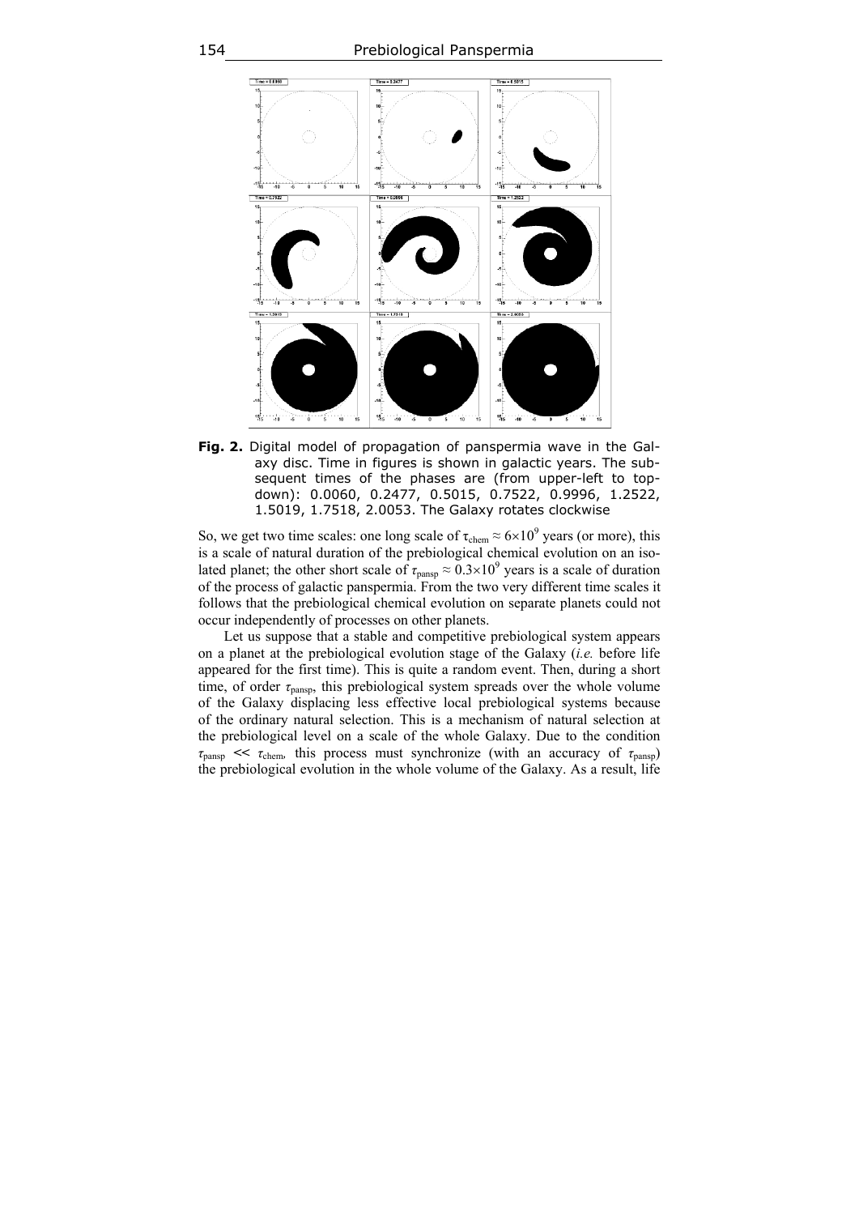**Fig. 2.** Digital model of propagation of panspermia wave in the Galaxy disc. Time in figures is shown in galactic years. The subsequent times of the phases are (from upper-left to top-down): 0.0060, 0.2477, 0.5015, 0.7522, 0.9996, 1.2522, 1.5019, 1.7518, 2.0053. The Galaxy rotates clockwise

So, we get two time scales: one long scale of $\tau_{\text{chem}} \approx 6{\times}10^9$ years (or more), this is a scale of natural duration of the prebiological chemical evolution on an isolated planet; the other short scale of $\tau_{\text{pansp}} \approx 0.3{\times}10^9$ years is a scale of duration of the process of galactic panspermia. From the two very different time scales it follows that the prebiological chemical evolution on separate planets could not occur independently of processes on other planets.

Let us suppose that a stable and competitive prebiological system appears on a planet at the prebiological evolution stage of the Galaxy (*i.e.* before life appeared for the first time). This is quite a random event. Then, during a short time, of order $\tau_{\text{pansp}}$, this prebiological system spreads over the whole volume of the Galaxy displacing less effective local prebiological systems because of the ordinary natural selection. This is a mechanism of natural selection at the prebiological level on a scale of the whole Galaxy. Due to the condition $\tau_{\text{pansp}} \ll \tau_{\text{chem}}$, this process must synchronize (with an accuracy of $\tau_{\text{pansp}}$) the prebiological evolution in the whole volume of the Galaxy. As a result, life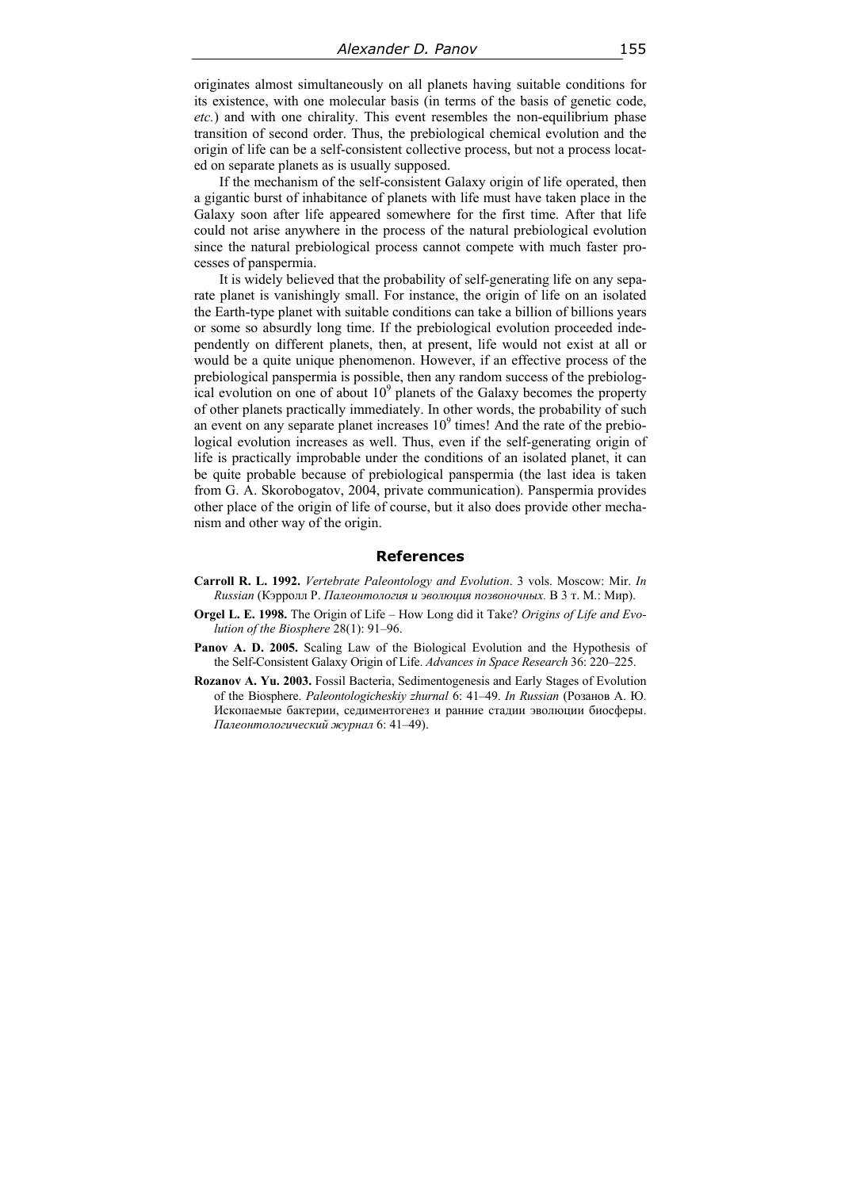originates almost simultaneously on all planets having suitable conditions for its existence, with one molecular basis (in terms of the basis of genetic code, *etc.*) and with one chirality. This event resembles the non-equilibrium phase transition of second order. Thus, the prebiological chemical evolution and the origin of life can be a self-consistent collective process, but not a process located on separate planets as is usually supposed.

If the mechanism of the self-consistent Galaxy origin of life operated, then a gigantic burst of inhabitance of planets with life must have taken place in the Galaxy soon after life appeared somewhere for the first time. After that life could not arise anywhere in the process of the natural prebiological evolution since the natural prebiological process cannot compete with much faster processes of panspermia.

It is widely believed that the probability of self-generating life on any separate planet is vanishingly small. For instance, the origin of life on an isolated the Earth-type planet with suitable conditions can take a billion of billions years or some so absurdly long time. If the prebiological evolution proceeded independently on different planets, then, at present, life would not exist at all or would be a quite unique phenomenon. However, if an effective process of the prebiological panspermia is possible, then any random success of the prebiological evolution on one of about $10^9$ planets of the Galaxy becomes the property of other planets practically immediately. In other words, the probability of such an event on any separate planet increases $10^9$ times! And the rate of the prebiological evolution increases as well. Thus, even if the self-generating origin of life is practically improbable under the conditions of an isolated planet, it can be quite probable because of prebiological panspermia (the last idea is taken from G. A. Skorobogatov, 2004, private communication). Panspermia provides other place of the origin of life of course, but it also does provide other mechanism and other way of the origin.

## References

**Carroll R. L. 1992.** *Vertebrate Paleontology and Evolution*. 3 vols. Moscow: Mir. *In Russian* (Кэрролл Р. *Палеонтология и эволюция позвоночных.* В 3 т. М.: Мир).

**Orgel L. E. 1998.** The Origin of Life – How Long did it Take? *Origins of Life and Evolution of the Biosphere* 28(1): 91–96.

**Panov A. D. 2005.** Scaling Law of the Biological Evolution and the Hypothesis of the Self-Consistent Galaxy Origin of Life. *Advances in Space Research* 36: 220–225.

**Rozanov A. Yu. 2003.** Fossil Bacteria, Sedimentogenesis and Early Stages of Evolution of the Biosphere. *Paleontologicheskiy zhurnal* 6: 41–49. *In Russian* (Розанов А. Ю. Ископаемые бактерии, седиментогенез и ранние стадии эволюции биосферы. *Палеонтологический журнал* 6: 41–49).